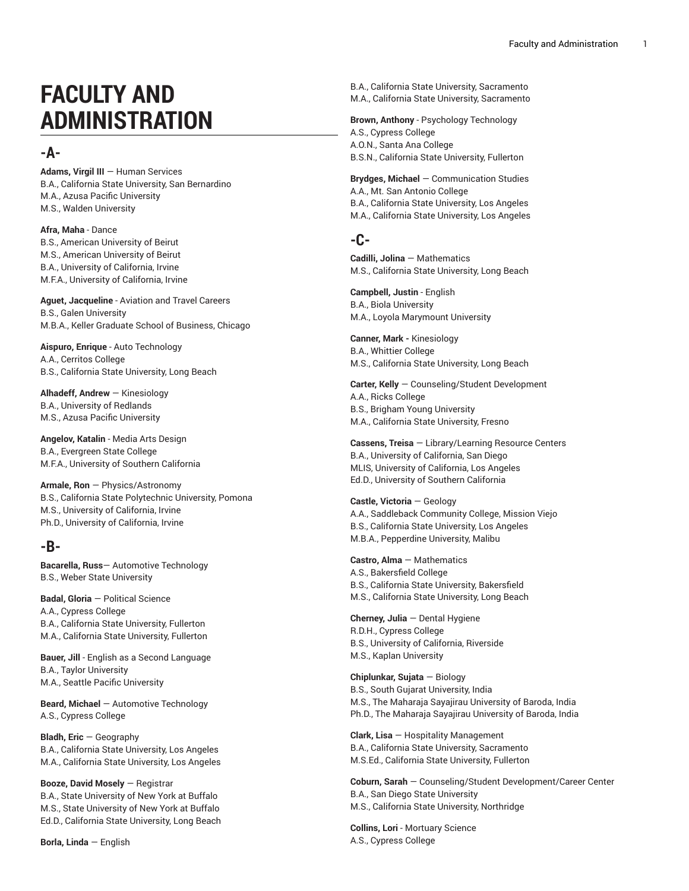# FACULTY AND ADMINISTRATION

## -A-

**Adams, Virgil III** — Human Services
B.A., California State University, San Bernardino
M.A., Azusa Pacific University
M.S., Walden University

**Afra, Maha** - Dance
B.S., American University of Beirut
M.S., American University of Beirut
B.A., University of California, Irvine
M.F.A., University of California, Irvine

**Aguet, Jacqueline** - Aviation and Travel Careers
B.S., Galen University
M.B.A., Keller Graduate School of Business, Chicago

**Aispuro, Enrique** - Auto Technology
A.A., Cerritos College
B.S., California State University, Long Beach

**Alhadeff, Andrew** — Kinesiology
B.A., University of Redlands
M.S., Azusa Pacific University

**Angelov, Katalin** - Media Arts Design
B.A., Evergreen State College
M.F.A., University of Southern California

**Armale, Ron** — Physics/Astronomy
B.S., California State Polytechnic University, Pomona
M.S., University of California, Irvine
Ph.D., University of California, Irvine

## -B-

**Bacarella, Russ**— Automotive Technology
B.S., Weber State University

**Badal, Gloria** — Political Science
A.A., Cypress College
B.A., California State University, Fullerton
M.A., California State University, Fullerton

**Bauer, Jill** - English as a Second Language
B.A., Taylor University
M.A., Seattle Pacific University

**Beard, Michael** — Automotive Technology
A.S., Cypress College

**Bladh, Eric** — Geography
B.A., California State University, Los Angeles
M.A., California State University, Los Angeles

**Booze, David Mosely** — Registrar
B.A., State University of New York at Buffalo
M.S., State University of New York at Buffalo
Ed.D., California State University, Long Beach

**Borla, Linda** — English
B.A., California State University, Sacramento
M.A., California State University, Sacramento

**Brown, Anthony** - Psychology Technology
A.S., Cypress College
A.O.N., Santa Ana College
B.S.N., California State University, Fullerton

**Brydges, Michael** — Communication Studies
A.A., Mt. San Antonio College
B.A., California State University, Los Angeles
M.A., California State University, Los Angeles

## -C-

**Cadilli, Jolina** — Mathematics
M.S., California State University, Long Beach

**Campbell, Justin** - English
B.A., Biola University
M.A., Loyola Marymount University

**Canner, Mark -** Kinesiology
B.A., Whittier College
M.S., California State University, Long Beach

**Carter, Kelly** — Counseling/Student Development
A.A., Ricks College
B.S., Brigham Young University
M.A., California State University, Fresno

**Cassens, Treisa** — Library/Learning Resource Centers
B.A., University of California, San Diego
MLIS, University of California, Los Angeles
Ed.D., University of Southern California

**Castle, Victoria** — Geology
A.A., Saddleback Community College, Mission Viejo
B.S., California State University, Los Angeles
M.B.A., Pepperdine University, Malibu

**Castro, Alma** — Mathematics
A.S., Bakersfield College
B.S., California State University, Bakersfield
M.S., California State University, Long Beach

**Cherney, Julia** — Dental Hygiene
R.D.H., Cypress College
B.S., University of California, Riverside
M.S., Kaplan University

**Chiplunkar, Sujata** — Biology
B.S., South Gujarat University, India
M.S., The Maharaja Sayajirau University of Baroda, India
Ph.D., The Maharaja Sayajirau University of Baroda, India

**Clark, Lisa** — Hospitality Management
B.A., California State University, Sacramento
M.S.Ed., California State University, Fullerton

**Coburn, Sarah** — Counseling/Student Development/Career Center
B.A., San Diego State University
M.S., California State University, Northridge

**Collins, Lori** - Mortuary Science
A.S., Cypress College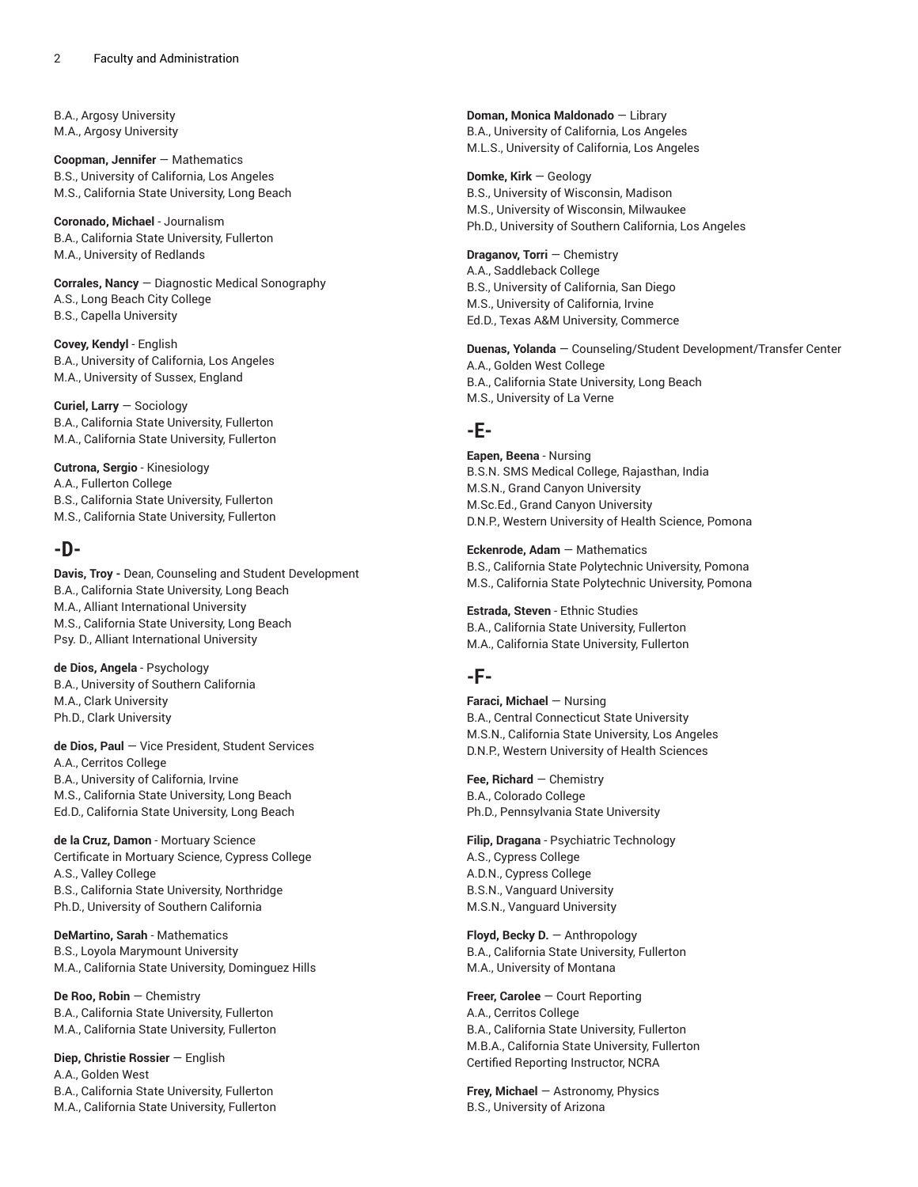B.A., Argosy University
M.A., Argosy University

**Coopman, Jennifer** — Mathematics
B.S., University of California, Los Angeles
M.S., California State University, Long Beach

**Coronado, Michael** - Journalism
B.A., California State University, Fullerton
M.A., University of Redlands

**Corrales, Nancy** — Diagnostic Medical Sonography
A.S., Long Beach City College
B.S., Capella University

**Covey, Kendyl** - English
B.A., University of California, Los Angeles
M.A., University of Sussex, England

**Curiel, Larry** — Sociology
B.A., California State University, Fullerton
M.A., California State University, Fullerton

**Cutrona, Sergio** - Kinesiology
A.A., Fullerton College
B.S., California State University, Fullerton
M.S., California State University, Fullerton

## -D-

**Davis, Troy -** Dean, Counseling and Student Development
B.A., California State University, Long Beach
M.A., Alliant International University
M.S., California State University, Long Beach
Psy. D., Alliant International University

**de Dios, Angela** - Psychology
B.A., University of Southern California
M.A., Clark University
Ph.D., Clark University

**de Dios, Paul** — Vice President, Student Services
A.A., Cerritos College
B.A., University of California, Irvine
M.S., California State University, Long Beach
Ed.D., California State University, Long Beach

**de la Cruz, Damon** - Mortuary Science
Certificate in Mortuary Science, Cypress College
A.S., Valley College
B.S., California State University, Northridge
Ph.D., University of Southern California

**DeMartino, Sarah** - Mathematics
B.S., Loyola Marymount University
M.A., California State University, Dominguez Hills

**De Roo, Robin** — Chemistry
B.A., California State University, Fullerton
M.A., California State University, Fullerton

**Diep, Christie Rossier** — English
A.A., Golden West
B.A., California State University, Fullerton
M.A., California State University, Fullerton

**Doman, Monica Maldonado** — Library
B.A., University of California, Los Angeles
M.L.S., University of California, Los Angeles

**Domke, Kirk** — Geology
B.S., University of Wisconsin, Madison
M.S., University of Wisconsin, Milwaukee
Ph.D., University of Southern California, Los Angeles

**Draganov, Torri** — Chemistry
A.A., Saddleback College
B.S., University of California, San Diego
M.S., University of California, Irvine
Ed.D., Texas A&M University, Commerce

**Duenas, Yolanda** — Counseling/Student Development/Transfer Center
A.A., Golden West College
B.A., California State University, Long Beach
M.S., University of La Verne

## -E-

**Eapen, Beena** - Nursing
B.S.N. SMS Medical College, Rajasthan, India
M.S.N., Grand Canyon University
M.Sc.Ed., Grand Canyon University
D.N.P., Western University of Health Science, Pomona

**Eckenrode, Adam** — Mathematics
B.S., California State Polytechnic University, Pomona
M.S., California State Polytechnic University, Pomona

**Estrada, Steven** - Ethnic Studies
B.A., California State University, Fullerton
M.A., California State University, Fullerton

## -F-

**Faraci, Michael** — Nursing
B.A., Central Connecticut State University
M.S.N., California State University, Los Angeles
D.N.P., Western University of Health Sciences

**Fee, Richard** — Chemistry
B.A., Colorado College
Ph.D., Pennsylvania State University

**Filip, Dragana** - Psychiatric Technology
A.S., Cypress College
A.D.N., Cypress College
B.S.N., Vanguard University
M.S.N., Vanguard University

**Floyd, Becky D.** — Anthropology
B.A., California State University, Fullerton
M.A., University of Montana

**Freer, Carolee** — Court Reporting
A.A., Cerritos College
B.A., California State University, Fullerton
M.B.A., California State University, Fullerton
Certified Reporting Instructor, NCRA

**Frey, Michael** — Astronomy, Physics
B.S., University of Arizona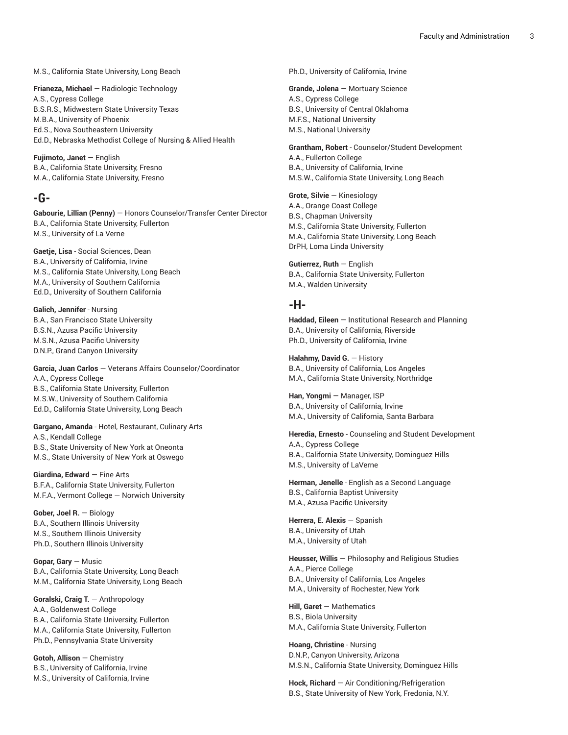M.S., California State University, Long Beach

**Frianeza, Michael** — Radiologic Technology
A.S., Cypress College
B.S.R.S., Midwestern State University Texas
M.B.A., University of Phoenix
Ed.S., Nova Southeastern University
Ed.D., Nebraska Methodist College of Nursing & Allied Health

**Fujimoto, Janet** — English
B.A., California State University, Fresno
M.A., California State University, Fresno

## -G-

**Gabourie, Lillian (Penny)** — Honors Counselor/Transfer Center Director
B.A., California State University, Fullerton
M.S., University of La Verne

**Gaetje, Lisa** - Social Sciences, Dean
B.A., University of California, Irvine
M.S., California State University, Long Beach
M.A., University of Southern California
Ed.D., University of Southern California

**Galich, Jennifer** - Nursing
B.A., San Francisco State University
B.S.N., Azusa Pacific University
M.S.N., Azusa Pacific University
D.N.P., Grand Canyon University

**Garcia, Juan Carlos** — Veterans Affairs Counselor/Coordinator
A.A., Cypress College
B.S., California State University, Fullerton
M.S.W., University of Southern California
Ed.D., California State University, Long Beach

**Gargano, Amanda** - Hotel, Restaurant, Culinary Arts
A.S., Kendall College
B.S., State University of New York at Oneonta
M.S., State University of New York at Oswego

**Giardina, Edward** — Fine Arts
B.F.A., California State University, Fullerton
M.F.A., Vermont College — Norwich University

**Gober, Joel R.** — Biology
B.A., Southern Illinois University
M.S., Southern Illinois University
Ph.D., Southern Illinois University

**Gopar, Gary** — Music
B.A., California State University, Long Beach
M.M., California State University, Long Beach

**Goralski, Craig T.** — Anthropology
A.A., Goldenwest College
B.A., California State University, Fullerton
M.A., California State University, Fullerton
Ph.D., Pennsylvania State University

**Gotoh, Allison** — Chemistry
B.S., University of California, Irvine
M.S., University of California, Irvine
Ph.D., University of California, Irvine

**Grande, Jolena** — Mortuary Science
A.S., Cypress College
B.S., University of Central Oklahoma
M.F.S., National University
M.S., National University

**Grantham, Robert** - Counselor/Student Development
A.A., Fullerton College
B.A., University of California, Irvine
M.S.W., California State University, Long Beach

**Grote, Silvie** — Kinesiology
A.A., Orange Coast College
B.S., Chapman University
M.S., California State University, Fullerton
M.A., California State University, Long Beach
DrPH, Loma Linda University

**Gutierrez, Ruth** — English
B.A., California State University, Fullerton
M.A., Walden University

## -H-

**Haddad, Eileen** — Institutional Research and Planning
B.A., University of California, Riverside
Ph.D., University of California, Irvine

**Halahmy, David G.** — History
B.A., University of California, Los Angeles
M.A., California State University, Northridge

**Han, Yongmi** — Manager, ISP
B.A., University of California, Irvine
M.A., University of California, Santa Barbara

**Heredia, Ernesto** - Counseling and Student Development
A.A., Cypress College
B.A., California State University, Dominguez Hills
M.S., University of LaVerne

**Herman, Jenelle** - English as a Second Language
B.S., California Baptist University
M.A., Azusa Pacific University

**Herrera, E. Alexis** — Spanish
B.A., University of Utah
M.A., University of Utah

**Heusser, Willis** — Philosophy and Religious Studies
A.A., Pierce College
B.A., University of California, Los Angeles
M.A., University of Rochester, New York

**Hill, Garet** — Mathematics
B.S., Biola University
M.A., California State University, Fullerton

**Hoang, Christine** - Nursing
D.N.P., Canyon University, Arizona
M.S.N., California State University, Dominguez Hills

**Hock, Richard** — Air Conditioning/Refrigeration
B.S., State University of New York, Fredonia, N.Y.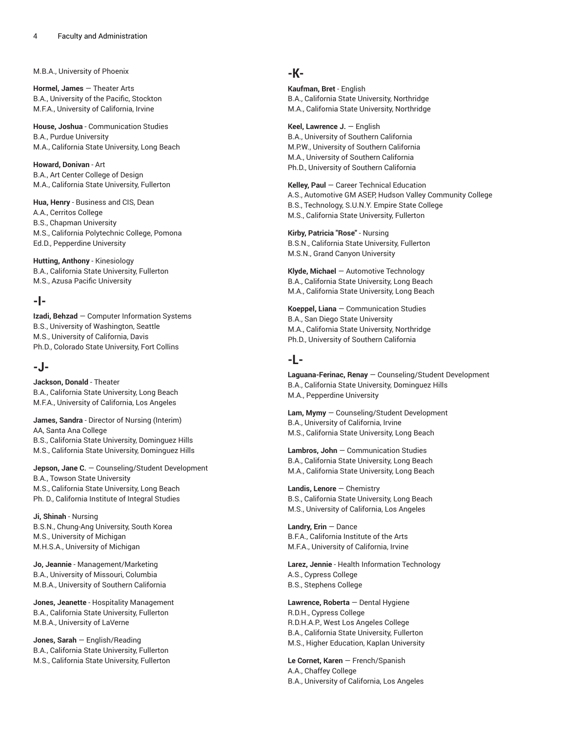M.B.A., University of Phoenix

**Hormel, James** — Theater Arts
B.A., University of the Pacific, Stockton
M.F.A., University of California, Irvine

**House, Joshua** - Communication Studies
B.A., Purdue University
M.A., California State University, Long Beach

**Howard, Donivan** - Art
B.A., Art Center College of Design
M.A., California State University, Fullerton

**Hua, Henry** - Business and CIS, Dean
A.A., Cerritos College
B.S., Chapman University
M.S., California Polytechnic College, Pomona
Ed.D., Pepperdine University

**Hutting, Anthony** - Kinesiology
B.A., California State University, Fullerton
M.S., Azusa Pacific University

## -I-

**Izadi, Behzad** — Computer Information Systems
B.S., University of Washington, Seattle
M.S., University of California, Davis
Ph.D., Colorado State University, Fort Collins

## -J-

**Jackson, Donald** - Theater
B.A., California State University, Long Beach
M.F.A., University of California, Los Angeles

**James, Sandra** - Director of Nursing (Interim)
AA, Santa Ana College
B.S., California State University, Dominguez Hills
M.S., California State University, Dominguez Hills

**Jepson, Jane C.** — Counseling/Student Development
B.A., Towson State University
M.S., California State University, Long Beach
Ph. D., California Institute of Integral Studies

**Ji, Shinah** - Nursing
B.S.N., Chung-Ang University, South Korea
M.S., University of Michigan
M.H.S.A., University of Michigan

**Jo, Jeannie** - Management/Marketing
B.A., University of Missouri, Columbia
M.B.A., University of Southern California

**Jones, Jeanette** - Hospitality Management
B.A., California State University, Fullerton
M.B.A., University of LaVerne

**Jones, Sarah** — English/Reading
B.A., California State University, Fullerton
M.S., California State University, Fullerton

## -K-

**Kaufman, Bret** - English
B.A., California State University, Northridge
M.A., California State University, Northridge

**Keel, Lawrence J.** — English
B.A., University of Southern California
M.P.W., University of Southern California
M.A., University of Southern California
Ph.D., University of Southern California

**Kelley, Paul** — Career Technical Education
A.S., Automotive GM ASEP, Hudson Valley Community College
B.S., Technology, S.U.N.Y. Empire State College
M.S., California State University, Fullerton

**Kirby, Patricia "Rose"** - Nursing
B.S.N., California State University, Fullerton
M.S.N., Grand Canyon University

**Klyde, Michael** — Automotive Technology
B.A., California State University, Long Beach
M.A., California State University, Long Beach

**Koeppel, Liana** — Communication Studies
B.A., San Diego State University
M.A., California State University, Northridge
Ph.D., University of Southern California

## -L-

**Laguana-Ferinac, Renay** — Counseling/Student Development
B.A., California State University, Dominguez Hills
M.A., Pepperdine University

**Lam, Mymy** — Counseling/Student Development
B.A., University of California, Irvine
M.S., California State University, Long Beach

**Lambros, John** — Communication Studies
B.A., California State University, Long Beach
M.A., California State University, Long Beach

**Landis, Lenore** — Chemistry
B.S., California State University, Long Beach
M.S., University of California, Los Angeles

**Landry, Erin** — Dance
B.F.A., California Institute of the Arts
M.F.A., University of California, Irvine

**Larez, Jennie** - Health Information Technology
A.S., Cypress College
B.S., Stephens College

**Lawrence, Roberta** — Dental Hygiene
R.D.H., Cypress College
R.D.H.A.P., West Los Angeles College
B.A., California State University, Fullerton
M.S., Higher Education, Kaplan University

**Le Cornet, Karen** — French/Spanish
A.A., Chaffey College
B.A., University of California, Los Angeles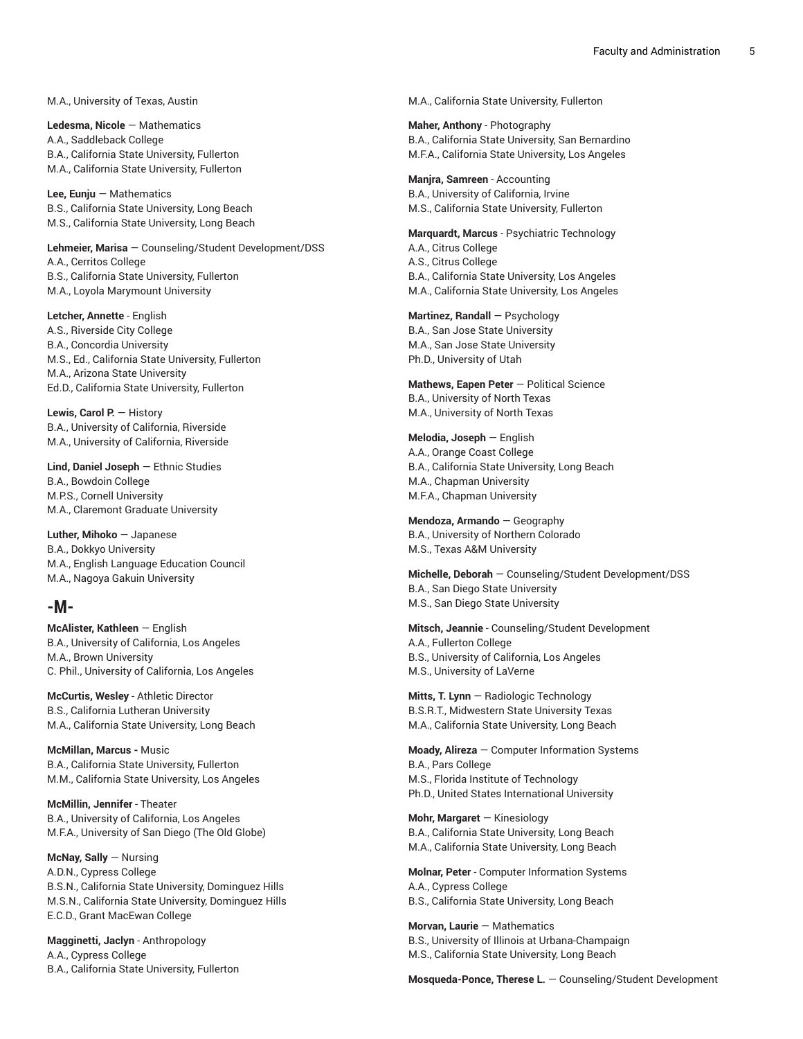M.A., University of Texas, Austin

**Ledesma, Nicole** — Mathematics
A.A., Saddleback College
B.A., California State University, Fullerton
M.A., California State University, Fullerton

**Lee, Eunju** — Mathematics
B.S., California State University, Long Beach
M.S., California State University, Long Beach

**Lehmeier, Marisa** — Counseling/Student Development/DSS
A.A., Cerritos College
B.S., California State University, Fullerton
M.A., Loyola Marymount University

**Letcher, Annette** - English
A.S., Riverside City College
B.A., Concordia University
M.S., Ed., California State University, Fullerton
M.A., Arizona State University
Ed.D., California State University, Fullerton

**Lewis, Carol P.** — History
B.A., University of California, Riverside
M.A., University of California, Riverside

**Lind, Daniel Joseph** — Ethnic Studies
B.A., Bowdoin College
M.P.S., Cornell University
M.A., Claremont Graduate University

**Luther, Mihoko** — Japanese
B.A., Dokkyo University
M.A., English Language Education Council
M.A., Nagoya Gakuin University

## -M-

**McAlister, Kathleen** — English
B.A., University of California, Los Angeles
M.A., Brown University
C. Phil., University of California, Los Angeles

**McCurtis, Wesley** - Athletic Director
B.S., California Lutheran University
M.A., California State University, Long Beach

**McMillan, Marcus -** Music
B.A., California State University, Fullerton
M.M., California State University, Los Angeles

**McMillin, Jennifer** - Theater
B.A., University of California, Los Angeles
M.F.A., University of San Diego (The Old Globe)

**McNay, Sally** — Nursing
A.D.N., Cypress College
B.S.N., California State University, Dominguez Hills
M.S.N., California State University, Dominguez Hills
E.C.D., Grant MacEwan College

**Magginetti, Jaclyn** - Anthropology
A.A., Cypress College
B.A., California State University, Fullerton
M.A., California State University, Fullerton

**Maher, Anthony** - Photography
B.A., California State University, San Bernardino
M.F.A., California State University, Los Angeles

**Manjra, Samreen** - Accounting
B.A., University of California, Irvine
M.S., California State University, Fullerton

**Marquardt, Marcus** - Psychiatric Technology
A.A., Citrus College
A.S., Citrus College
B.A., California State University, Los Angeles
M.A., California State University, Los Angeles

**Martinez, Randall** — Psychology
B.A., San Jose State University
M.A., San Jose State University
Ph.D., University of Utah

**Mathews, Eapen Peter** — Political Science
B.A., University of North Texas
M.A., University of North Texas

**Melodia, Joseph** — English
A.A., Orange Coast College
B.A., California State University, Long Beach
M.A., Chapman University
M.F.A., Chapman University

**Mendoza, Armando** — Geography
B.A., University of Northern Colorado
M.S., Texas A&M University

**Michelle, Deborah** — Counseling/Student Development/DSS
B.A., San Diego State University
M.S., San Diego State University

**Mitsch, Jeannie** - Counseling/Student Development
A.A., Fullerton College
B.S., University of California, Los Angeles
M.S., University of LaVerne

**Mitts, T. Lynn** — Radiologic Technology
B.S.R.T., Midwestern State University Texas
M.A., California State University, Long Beach

**Moady, Alireza** — Computer Information Systems
B.A., Pars College
M.S., Florida Institute of Technology
Ph.D., United States International University

**Mohr, Margaret** — Kinesiology
B.A., California State University, Long Beach
M.A., California State University, Long Beach

**Molnar, Peter** - Computer Information Systems
A.A., Cypress College
B.S., California State University, Long Beach

**Morvan, Laurie** — Mathematics
B.S., University of Illinois at Urbana-Champaign
M.S., California State University, Long Beach

**Mosqueda-Ponce, Therese L.** — Counseling/Student Development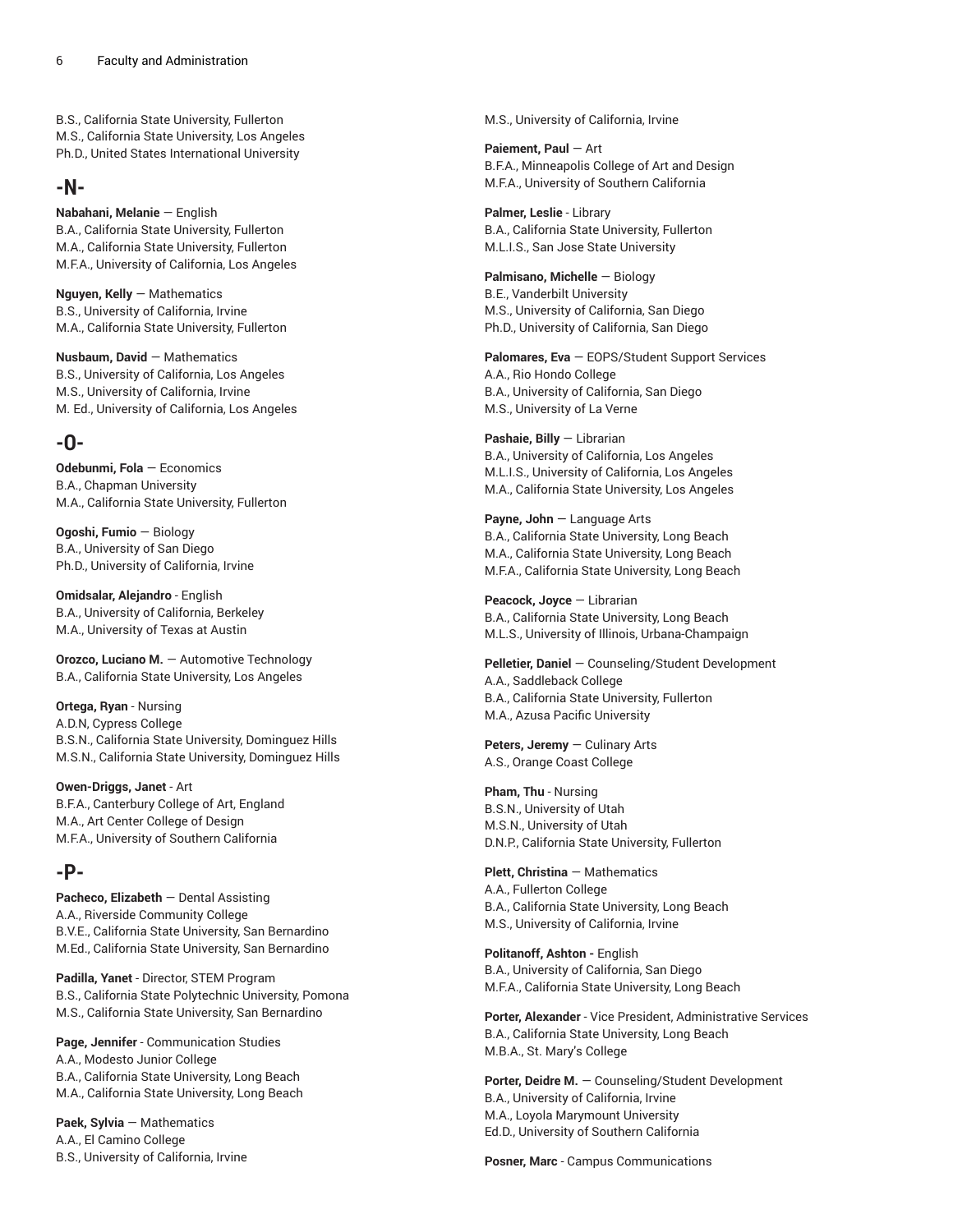B.S., California State University, Fullerton
M.S., California State University, Los Angeles
Ph.D., United States International University

## -N-

**Nabahani, Melanie** — English
B.A., California State University, Fullerton
M.A., California State University, Fullerton
M.F.A., University of California, Los Angeles

**Nguyen, Kelly** — Mathematics
B.S., University of California, Irvine
M.A., California State University, Fullerton

**Nusbaum, David** — Mathematics
B.S., University of California, Los Angeles
M.S., University of California, Irvine
M. Ed., University of California, Los Angeles

## -O-

**Odebunmi, Fola** — Economics
B.A., Chapman University
M.A., California State University, Fullerton

**Ogoshi, Fumio** — Biology
B.A., University of San Diego
Ph.D., University of California, Irvine

**Omidsalar, Alejandro** - English
B.A., University of California, Berkeley
M.A., University of Texas at Austin

**Orozco, Luciano M.** — Automotive Technology
B.A., California State University, Los Angeles

**Ortega, Ryan** - Nursing
A.D.N, Cypress College
B.S.N., California State University, Dominguez Hills
M.S.N., California State University, Dominguez Hills

**Owen-Driggs, Janet** - Art
B.F.A., Canterbury College of Art, England
M.A., Art Center College of Design
M.F.A., University of Southern California

## -P-

**Pacheco, Elizabeth** — Dental Assisting
A.A., Riverside Community College
B.V.E., California State University, San Bernardino
M.Ed., California State University, San Bernardino

**Padilla, Yanet** - Director, STEM Program
B.S., California State Polytechnic University, Pomona
M.S., California State University, San Bernardino

**Page, Jennifer** - Communication Studies
A.A., Modesto Junior College
B.A., California State University, Long Beach
M.A., California State University, Long Beach

**Paek, Sylvia** — Mathematics
A.A., El Camino College
B.S., University of California, Irvine
M.S., University of California, Irvine

**Paiement, Paul** — Art
B.F.A., Minneapolis College of Art and Design
M.F.A., University of Southern California

**Palmer, Leslie** - Library
B.A., California State University, Fullerton
M.L.I.S., San Jose State University

**Palmisano, Michelle** — Biology
B.E., Vanderbilt University
M.S., University of California, San Diego
Ph.D., University of California, San Diego

**Palomares, Eva** — EOPS/Student Support Services
A.A., Rio Hondo College
B.A., University of California, San Diego
M.S., University of La Verne

**Pashaie, Billy** — Librarian
B.A., University of California, Los Angeles
M.L.I.S., University of California, Los Angeles
M.A., California State University, Los Angeles

**Payne, John** — Language Arts
B.A., California State University, Long Beach
M.A., California State University, Long Beach
M.F.A., California State University, Long Beach

**Peacock, Joyce** — Librarian
B.A., California State University, Long Beach
M.L.S., University of Illinois, Urbana-Champaign

**Pelletier, Daniel** — Counseling/Student Development
A.A., Saddleback College
B.A., California State University, Fullerton
M.A., Azusa Pacific University

**Peters, Jeremy** — Culinary Arts
A.S., Orange Coast College

**Pham, Thu** - Nursing
B.S.N., University of Utah
M.S.N., University of Utah
D.N.P., California State University, Fullerton

**Plett, Christina** — Mathematics
A.A., Fullerton College
B.A., California State University, Long Beach
M.S., University of California, Irvine

**Politanoff, Ashton -** English
B.A., University of California, San Diego
M.F.A., California State University, Long Beach

**Porter, Alexander** - Vice President, Administrative Services
B.A., California State University, Long Beach
M.B.A., St. Mary's College

**Porter, Deidre M.** — Counseling/Student Development
B.A., University of California, Irvine
M.A., Loyola Marymount University
Ed.D., University of Southern California

**Posner, Marc** - Campus Communications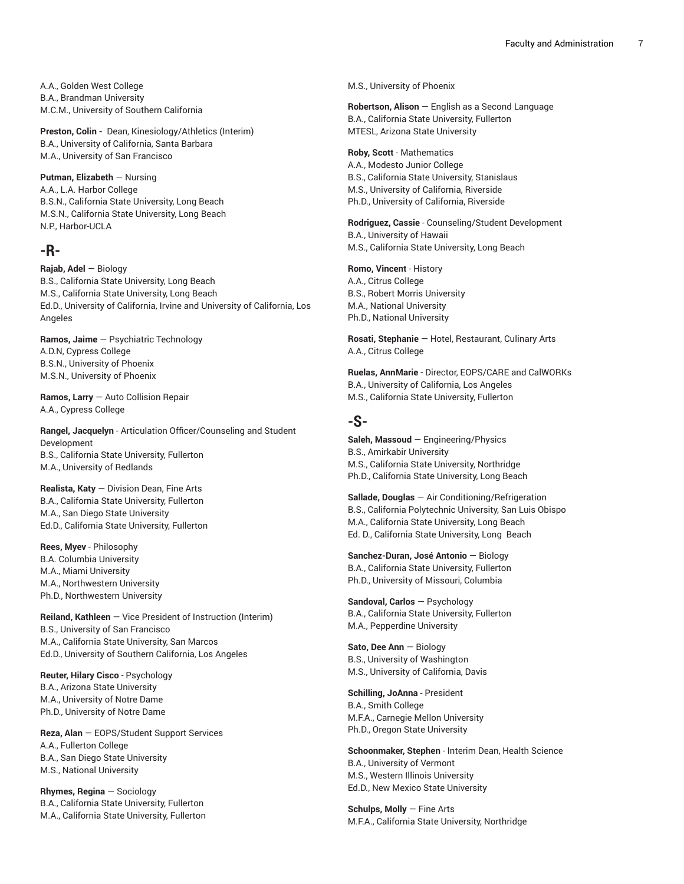A.A., Golden West College
B.A., Brandman University
M.C.M., University of Southern California

**Preston, Colin -** Dean, Kinesiology/Athletics (Interim)
B.A., University of California, Santa Barbara
M.A., University of San Francisco

**Putman, Elizabeth** — Nursing
A.A., L.A. Harbor College
B.S.N., California State University, Long Beach
M.S.N., California State University, Long Beach
N.P., Harbor-UCLA

## -R-

**Rajab, Adel** — Biology
B.S., California State University, Long Beach
M.S., California State University, Long Beach
Ed.D., University of California, Irvine and University of California, Los Angeles

**Ramos, Jaime** — Psychiatric Technology
A.D.N, Cypress College
B.S.N., University of Phoenix
M.S.N., University of Phoenix

**Ramos, Larry** — Auto Collision Repair
A.A., Cypress College

**Rangel, Jacquelyn** - Articulation Officer/Counseling and Student Development
B.S., California State University, Fullerton
M.A., University of Redlands

**Realista, Katy** — Division Dean, Fine Arts
B.A., California State University, Fullerton
M.A., San Diego State University
Ed.D., California State University, Fullerton

**Rees, Myev** - Philosophy
B.A. Columbia University
M.A., Miami University
M.A., Northwestern University
Ph.D., Northwestern University

**Reiland, Kathleen** — Vice President of Instruction (Interim)
B.S., University of San Francisco
M.A., California State University, San Marcos
Ed.D., University of Southern California, Los Angeles

**Reuter, Hilary Cisco** - Psychology
B.A., Arizona State University
M.A., University of Notre Dame
Ph.D., University of Notre Dame

**Reza, Alan** — EOPS/Student Support Services
A.A., Fullerton College
B.A., San Diego State University
M.S., National University

**Rhymes, Regina** — Sociology
B.A., California State University, Fullerton
M.A., California State University, Fullerton
M.S., University of Phoenix

**Robertson, Alison** — English as a Second Language
B.A., California State University, Fullerton
MTESL, Arizona State University

**Roby, Scott** - Mathematics
A.A., Modesto Junior College
B.S., California State University, Stanislaus
M.S., University of California, Riverside
Ph.D., University of California, Riverside

**Rodriguez, Cassie** - Counseling/Student Development
B.A., University of Hawaii
M.S., California State University, Long Beach

**Romo, Vincent** - History
A.A., Citrus College
B.S., Robert Morris University
M.A., National University
Ph.D., National University

**Rosati, Stephanie** — Hotel, Restaurant, Culinary Arts
A.A., Citrus College

**Ruelas, AnnMarie** - Director, EOPS/CARE and CalWORKs
B.A., University of California, Los Angeles
M.S., California State University, Fullerton

## -S-

**Saleh, Massoud** — Engineering/Physics
B.S., Amirkabir University
M.S., California State University, Northridge
Ph.D., California State University, Long Beach

**Sallade, Douglas** — Air Conditioning/Refrigeration
B.S., California Polytechnic University, San Luis Obispo
M.A., California State University, Long Beach
Ed. D., California State University, Long Beach

**Sanchez-Duran, José Antonio** — Biology
B.A., California State University, Fullerton
Ph.D., University of Missouri, Columbia

**Sandoval, Carlos** — Psychology
B.A., California State University, Fullerton
M.A., Pepperdine University

**Sato, Dee Ann** — Biology
B.S., University of Washington
M.S., University of California, Davis

**Schilling, JoAnna** - President
B.A., Smith College
M.F.A., Carnegie Mellon University
Ph.D., Oregon State University

**Schoonmaker, Stephen** - Interim Dean, Health Science
B.A., University of Vermont
M.S., Western Illinois University
Ed.D., New Mexico State University

**Schulps, Molly** — Fine Arts
M.F.A., California State University, Northridge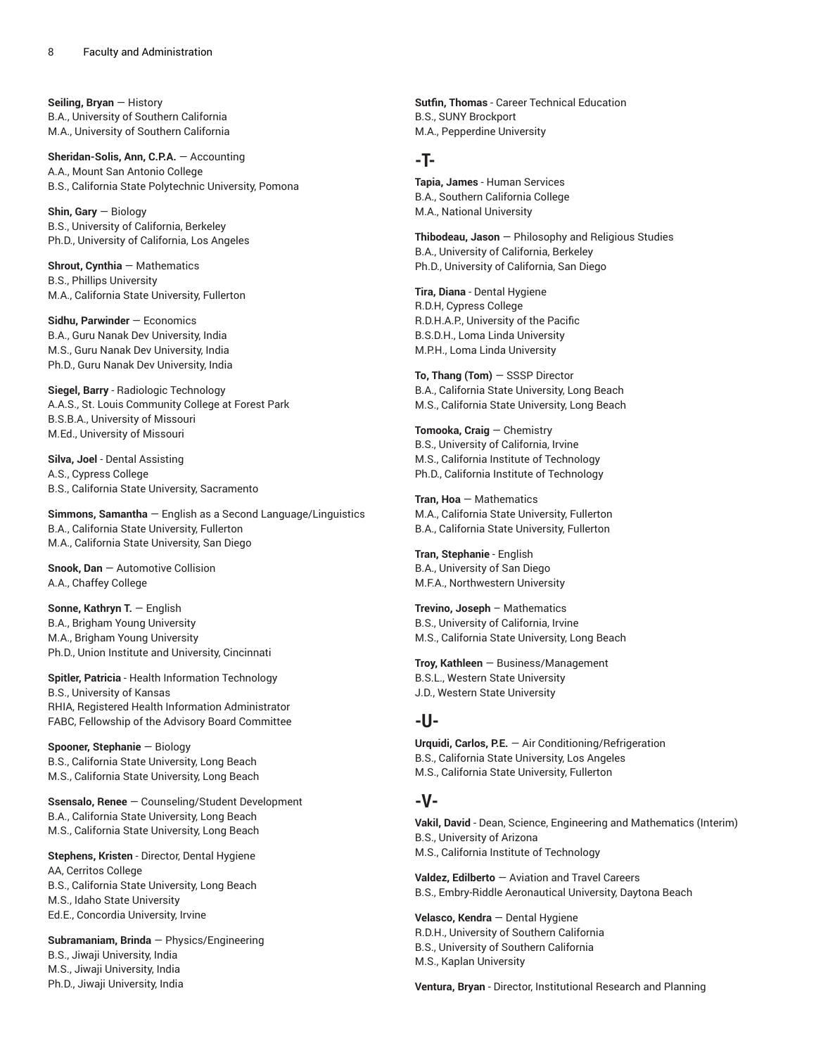**Seiling, Bryan** — History
B.A., University of Southern California
M.A., University of Southern California

**Sheridan-Solis, Ann, C.P.A.** — Accounting
A.A., Mount San Antonio College
B.S., California State Polytechnic University, Pomona

**Shin, Gary** — Biology
B.S., University of California, Berkeley
Ph.D., University of California, Los Angeles

**Shrout, Cynthia** — Mathematics
B.S., Phillips University
M.A., California State University, Fullerton

**Sidhu, Parwinder** — Economics
B.A., Guru Nanak Dev University, India
M.S., Guru Nanak Dev University, India
Ph.D., Guru Nanak Dev University, India

**Siegel, Barry** - Radiologic Technology
A.A.S., St. Louis Community College at Forest Park
B.S.B.A., University of Missouri
M.Ed., University of Missouri

**Silva, Joel** - Dental Assisting
A.S., Cypress College
B.S., California State University, Sacramento

**Simmons, Samantha** — English as a Second Language/Linguistics
B.A., California State University, Fullerton
M.A., California State University, San Diego

**Snook, Dan** — Automotive Collision
A.A., Chaffey College

**Sonne, Kathryn T.** — English
B.A., Brigham Young University
M.A., Brigham Young University
Ph.D., Union Institute and University, Cincinnati

**Spitler, Patricia** - Health Information Technology
B.S., University of Kansas
RHIA, Registered Health Information Administrator
FABC, Fellowship of the Advisory Board Committee

**Spooner, Stephanie** — Biology
B.S., California State University, Long Beach
M.S., California State University, Long Beach

**Ssensalo, Renee** — Counseling/Student Development
B.A., California State University, Long Beach
M.S., California State University, Long Beach

**Stephens, Kristen** - Director, Dental Hygiene
AA, Cerritos College
B.S., California State University, Long Beach
M.S., Idaho State University
Ed.E., Concordia University, Irvine

**Subramaniam, Brinda** — Physics/Engineering
B.S., Jiwaji University, India
M.S., Jiwaji University, India
Ph.D., Jiwaji University, India

**Sutfin, Thomas** - Career Technical Education
B.S., SUNY Brockport
M.A., Pepperdine University

## -T-

**Tapia, James** - Human Services
B.A., Southern California College
M.A., National University

**Thibodeau, Jason** — Philosophy and Religious Studies
B.A., University of California, Berkeley
Ph.D., University of California, San Diego

**Tira, Diana** - Dental Hygiene
R.D.H, Cypress College
R.D.H.A.P., University of the Pacific
B.S.D.H., Loma Linda University
M.P.H., Loma Linda University

**To, Thang (Tom)** — SSSP Director
B.A., California State University, Long Beach
M.S., California State University, Long Beach

**Tomooka, Craig** — Chemistry
B.S., University of California, Irvine
M.S., California Institute of Technology
Ph.D., California Institute of Technology

**Tran, Hoa** — Mathematics
M.A., California State University, Fullerton
B.A., California State University, Fullerton

**Tran, Stephanie** - English
B.A., University of San Diego
M.F.A., Northwestern University

**Trevino, Joseph** – Mathematics
B.S., University of California, Irvine
M.S., California State University, Long Beach

**Troy, Kathleen** — Business/Management
B.S.L., Western State University
J.D., Western State University

## -U-

**Urquidi, Carlos, P.E.** — Air Conditioning/Refrigeration
B.S., California State University, Los Angeles
M.S., California State University, Fullerton

## -V-

**Vakil, David** - Dean, Science, Engineering and Mathematics (Interim)
B.S., University of Arizona
M.S., California Institute of Technology

**Valdez, Edilberto** — Aviation and Travel Careers
B.S., Embry-Riddle Aeronautical University, Daytona Beach

**Velasco, Kendra** — Dental Hygiene
R.D.H., University of Southern California
B.S., University of Southern California
M.S., Kaplan University

**Ventura, Bryan** - Director, Institutional Research and Planning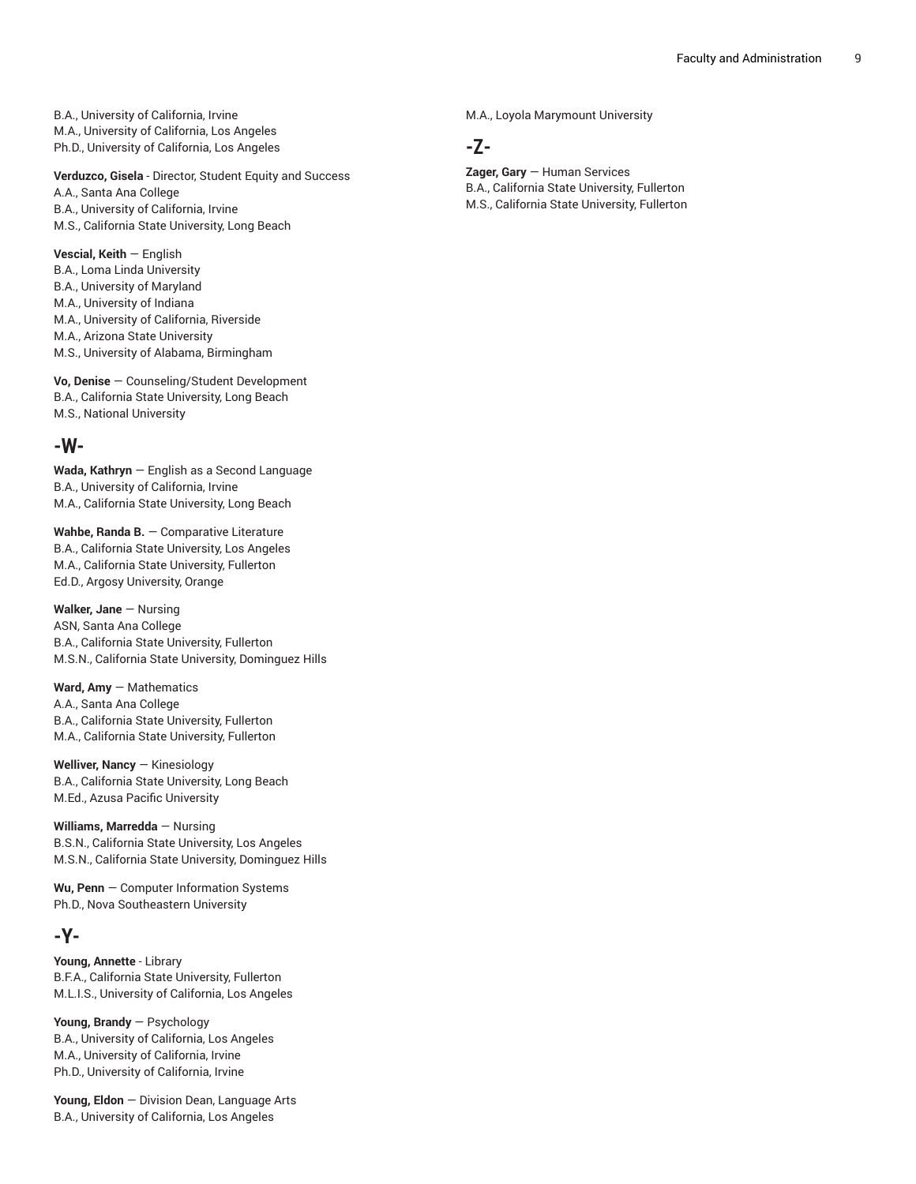B.A., University of California, Irvine
M.A., University of California, Los Angeles
Ph.D., University of California, Los Angeles

**Verduzco, Gisela** - Director, Student Equity and Success
A.A., Santa Ana College
B.A., University of California, Irvine
M.S., California State University, Long Beach

**Vescial, Keith** — English
B.A., Loma Linda University
B.A., University of Maryland
M.A., University of Indiana
M.A., University of California, Riverside
M.A., Arizona State University
M.S., University of Alabama, Birmingham

**Vo, Denise** — Counseling/Student Development
B.A., California State University, Long Beach
M.S., National University

## -W-

**Wada, Kathryn** — English as a Second Language
B.A., University of California, Irvine
M.A., California State University, Long Beach

**Wahbe, Randa B.** — Comparative Literature
B.A., California State University, Los Angeles
M.A., California State University, Fullerton
Ed.D., Argosy University, Orange

**Walker, Jane** — Nursing
ASN, Santa Ana College
B.A., California State University, Fullerton
M.S.N., California State University, Dominguez Hills

**Ward, Amy** — Mathematics
A.A., Santa Ana College
B.A., California State University, Fullerton
M.A., California State University, Fullerton

**Welliver, Nancy** — Kinesiology
B.A., California State University, Long Beach
M.Ed., Azusa Pacific University

**Williams, Marredda** — Nursing
B.S.N., California State University, Los Angeles
M.S.N., California State University, Dominguez Hills

**Wu, Penn** — Computer Information Systems
Ph.D., Nova Southeastern University

## -Y-

**Young, Annette** - Library
B.F.A., California State University, Fullerton
M.L.I.S., University of California, Los Angeles

**Young, Brandy** — Psychology
B.A., University of California, Los Angeles
M.A., University of California, Irvine
Ph.D., University of California, Irvine

**Young, Eldon** — Division Dean, Language Arts
B.A., University of California, Los Angeles
M.A., Loyola Marymount University

## -Z-

**Zager, Gary** — Human Services
B.A., California State University, Fullerton
M.S., California State University, Fullerton